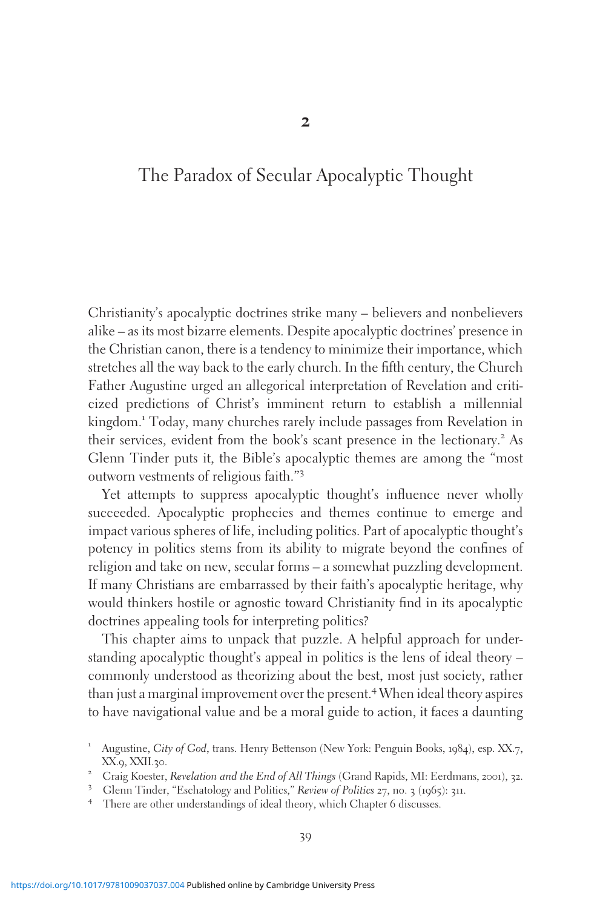# 2

# The Paradox of Secular Apocalyptic Thought

Christianity's apocalyptic doctrines strike many – believers and nonbelievers alike – as its most bizarre elements. Despite apocalyptic doctrines' presence in the Christian canon, there is a tendency to minimize their importance, which stretches all the way back to the early church. In the fifth century, the Church Father Augustine urged an allegorical interpretation of Revelation and criticized predictions of Christ's imminent return to establish a millennial kingdom.[1] Today, many churches rarely include passages from Revelation in their services, evident from the book's scant presence in the lectionary.[2] As Glenn Tinder puts it, the Bible's apocalyptic themes are among the "most outworn vestments of religious faith."[3]

Yet attempts to suppress apocalyptic thought's influence never wholly succeeded. Apocalyptic prophecies and themes continue to emerge and impact various spheres of life, including politics. Part of apocalyptic thought's potency in politics stems from its ability to migrate beyond the confines of religion and take on new, secular forms – a somewhat puzzling development. If many Christians are embarrassed by their faith's apocalyptic heritage, why would thinkers hostile or agnostic toward Christianity find in its apocalyptic doctrines appealing tools for interpreting politics?

This chapter aims to unpack that puzzle. A helpful approach for understanding apocalyptic thought's appeal in politics is the lens of ideal theory – commonly understood as theorizing about the best, most just society, rather than just a marginal improvement over the present.[4] When ideal theory aspires to have navigational value and be a moral guide to action, it faces a daunting

[1] Augustine, *City of God*, trans. Henry Bettenson (New York: Penguin Books, 1984), esp. XX.7, XX.9, XXII.30.

[2] Craig Koester, *Revelation and the End of All Things* (Grand Rapids, MI: Eerdmans, 2001), 32.

[3] Glenn Tinder, "Eschatology and Politics," *Review of Politics* 27, no. 3 (1965): 311.

[4] There are other understandings of ideal theory, which Chapter 6 discusses.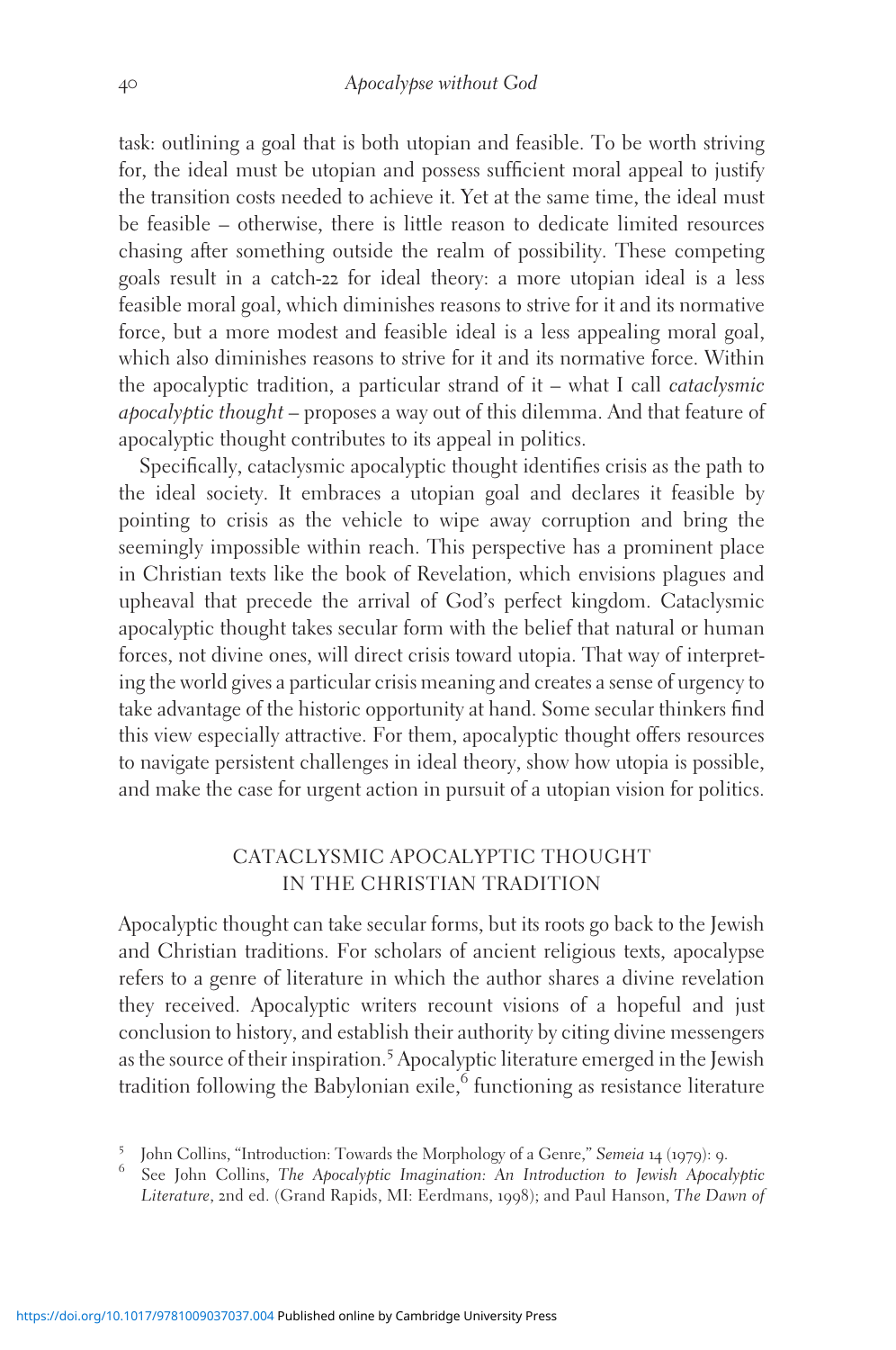task: outlining a goal that is both utopian and feasible. To be worth striving for, the ideal must be utopian and possess sufficient moral appeal to justify the transition costs needed to achieve it. Yet at the same time, the ideal must be feasible – otherwise, there is little reason to dedicate limited resources chasing after something outside the realm of possibility. These competing goals result in a catch-22 for ideal theory: a more utopian ideal is a less feasible moral goal, which diminishes reasons to strive for it and its normative force, but a more modest and feasible ideal is a less appealing moral goal, which also diminishes reasons to strive for it and its normative force. Within the apocalyptic tradition, a particular strand of it – what I call *cataclysmic apocalyptic thought* – proposes a way out of this dilemma. And that feature of apocalyptic thought contributes to its appeal in politics.

Specifically, cataclysmic apocalyptic thought identifies crisis as the path to the ideal society. It embraces a utopian goal and declares it feasible by pointing to crisis as the vehicle to wipe away corruption and bring the seemingly impossible within reach. This perspective has a prominent place in Christian texts like the book of Revelation, which envisions plagues and upheaval that precede the arrival of God's perfect kingdom. Cataclysmic apocalyptic thought takes secular form with the belief that natural or human forces, not divine ones, will direct crisis toward utopia. That way of interpreting the world gives a particular crisis meaning and creates a sense of urgency to take advantage of the historic opportunity at hand. Some secular thinkers find this view especially attractive. For them, apocalyptic thought offers resources to navigate persistent challenges in ideal theory, show how utopia is possible, and make the case for urgent action in pursuit of a utopian vision for politics.

## CATACLYSMIC APOCALYPTIC THOUGHT IN THE CHRISTIAN TRADITION

Apocalyptic thought can take secular forms, but its roots go back to the Jewish and Christian traditions. For scholars of ancient religious texts, apocalypse refers to a genre of literature in which the author shares a divine revelation they received. Apocalyptic writers recount visions of a hopeful and just conclusion to history, and establish their authority by citing divine messengers as the source of their inspiration.[5] Apocalyptic literature emerged in the Jewish tradition following the Babylonian exile,[6] functioning as resistance literature

[5] John Collins, "Introduction: Towards the Morphology of a Genre," *Semeia* 14 (1979): 9.

[6] See John Collins, *The Apocalyptic Imagination: An Introduction to Jewish Apocalyptic Literature*, 2nd ed. (Grand Rapids, MI: Eerdmans, 1998); and Paul Hanson, *The Dawn of*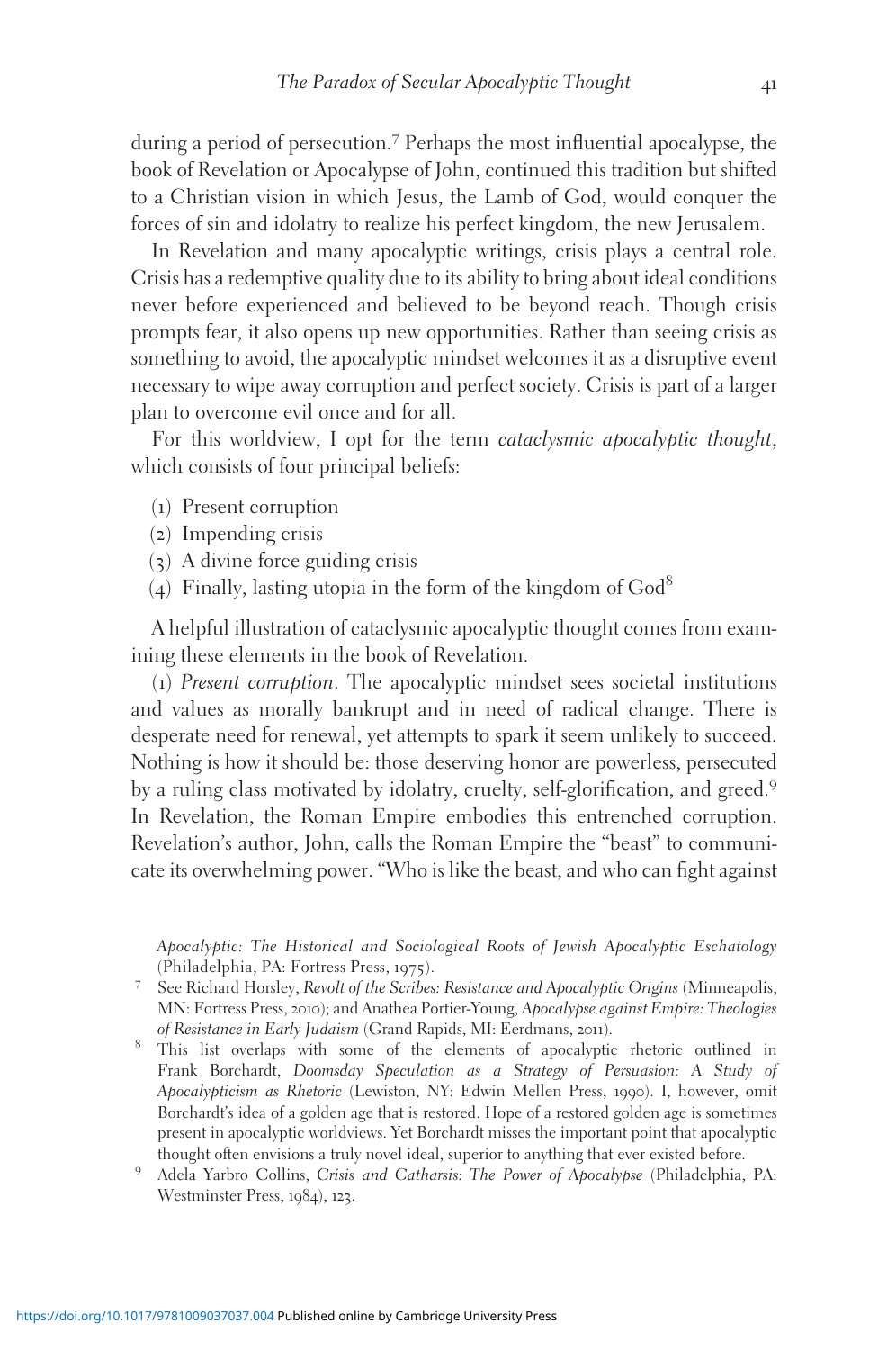during a period of persecution.[7] Perhaps the most influential apocalypse, the book of Revelation or Apocalypse of John, continued this tradition but shifted to a Christian vision in which Jesus, the Lamb of God, would conquer the forces of sin and idolatry to realize his perfect kingdom, the new Jerusalem.

In Revelation and many apocalyptic writings, crisis plays a central role. Crisis has a redemptive quality due to its ability to bring about ideal conditions never before experienced and believed to be beyond reach. Though crisis prompts fear, it also opens up new opportunities. Rather than seeing crisis as something to avoid, the apocalyptic mindset welcomes it as a disruptive event necessary to wipe away corruption and perfect society. Crisis is part of a larger plan to overcome evil once and for all.

For this worldview, I opt for the term *cataclysmic apocalyptic thought*, which consists of four principal beliefs:

(1) Present corruption
(2) Impending crisis
(3) A divine force guiding crisis
(4) Finally, lasting utopia in the form of the kingdom of God[8]

A helpful illustration of cataclysmic apocalyptic thought comes from examining these elements in the book of Revelation.

(1) *Present corruption*. The apocalyptic mindset sees societal institutions and values as morally bankrupt and in need of radical change. There is desperate need for renewal, yet attempts to spark it seem unlikely to succeed. Nothing is how it should be: those deserving honor are powerless, persecuted by a ruling class motivated by idolatry, cruelty, self-glorification, and greed.[9] In Revelation, the Roman Empire embodies this entrenched corruption. Revelation's author, John, calls the Roman Empire the "beast" to communicate its overwhelming power. "Who is like the beast, and who can fight against

*Apocalyptic: The Historical and Sociological Roots of Jewish Apocalyptic Eschatology* (Philadelphia, PA: Fortress Press, 1975).

[7] See Richard Horsley, *Revolt of the Scribes: Resistance and Apocalyptic Origins* (Minneapolis, MN: Fortress Press, 2010); and Anathea Portier-Young, *Apocalypse against Empire: Theologies of Resistance in Early Judaism* (Grand Rapids, MI: Eerdmans, 2011).

[8] This list overlaps with some of the elements of apocalyptic rhetoric outlined in Frank Borchardt, *Doomsday Speculation as a Strategy of Persuasion: A Study of Apocalypticism as Rhetoric* (Lewiston, NY: Edwin Mellen Press, 1990). I, however, omit Borchardt's idea of a golden age that is restored. Hope of a restored golden age is sometimes present in apocalyptic worldviews. Yet Borchardt misses the important point that apocalyptic thought often envisions a truly novel ideal, superior to anything that ever existed before.

[9] Adela Yarbro Collins, *Crisis and Catharsis: The Power of Apocalypse* (Philadelphia, PA: Westminster Press, 1984), 123.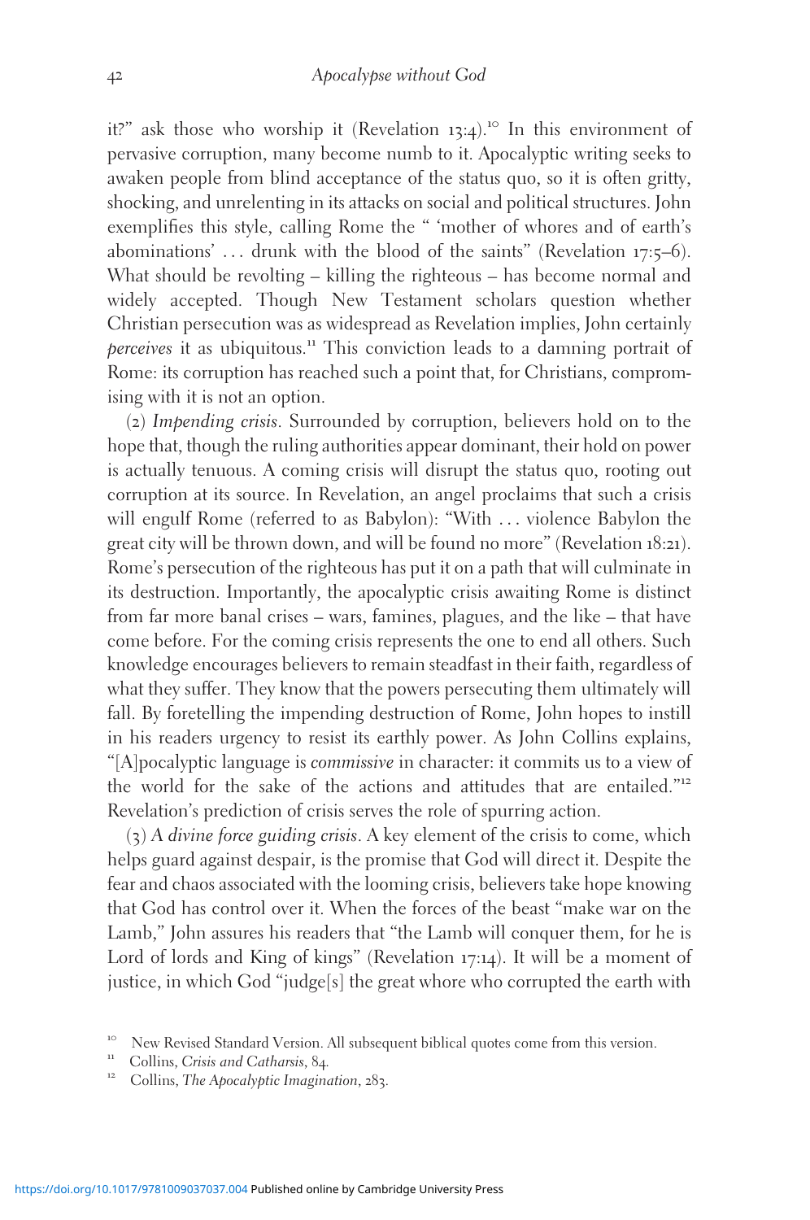it?" ask those who worship it (Revelation 13:4).[10] In this environment of pervasive corruption, many become numb to it. Apocalyptic writing seeks to awaken people from blind acceptance of the status quo, so it is often gritty, shocking, and unrelenting in its attacks on social and political structures. John exemplifies this style, calling Rome the " 'mother of whores and of earth's abominations' … drunk with the blood of the saints" (Revelation 17:5–6). What should be revolting – killing the righteous – has become normal and widely accepted. Though New Testament scholars question whether Christian persecution was as widespread as Revelation implies, John certainly *perceives* it as ubiquitous.[11] This conviction leads to a damning portrait of Rome: its corruption has reached such a point that, for Christians, compromising with it is not an option.

(2) *Impending crisis*. Surrounded by corruption, believers hold on to the hope that, though the ruling authorities appear dominant, their hold on power is actually tenuous. A coming crisis will disrupt the status quo, rooting out corruption at its source. In Revelation, an angel proclaims that such a crisis will engulf Rome (referred to as Babylon): "With … violence Babylon the great city will be thrown down, and will be found no more" (Revelation 18:21). Rome's persecution of the righteous has put it on a path that will culminate in its destruction. Importantly, the apocalyptic crisis awaiting Rome is distinct from far more banal crises – wars, famines, plagues, and the like – that have come before. For the coming crisis represents the one to end all others. Such knowledge encourages believers to remain steadfast in their faith, regardless of what they suffer. They know that the powers persecuting them ultimately will fall. By foretelling the impending destruction of Rome, John hopes to instill in his readers urgency to resist its earthly power. As John Collins explains, "[A]pocalyptic language is *commissive* in character: it commits us to a view of the world for the sake of the actions and attitudes that are entailed."[12] Revelation's prediction of crisis serves the role of spurring action.

(3) A *divine force guiding crisis*. A key element of the crisis to come, which helps guard against despair, is the promise that God will direct it. Despite the fear and chaos associated with the looming crisis, believers take hope knowing that God has control over it. When the forces of the beast "make war on the Lamb," John assures his readers that "the Lamb will conquer them, for he is Lord of lords and King of kings" (Revelation 17:14). It will be a moment of justice, in which God "judge[s] the great whore who corrupted the earth with

[10] New Revised Standard Version. All subsequent biblical quotes come from this version.

[11] Collins, *Crisis and Catharsis*, 84.

[12] Collins, *The Apocalyptic Imagination*, 283.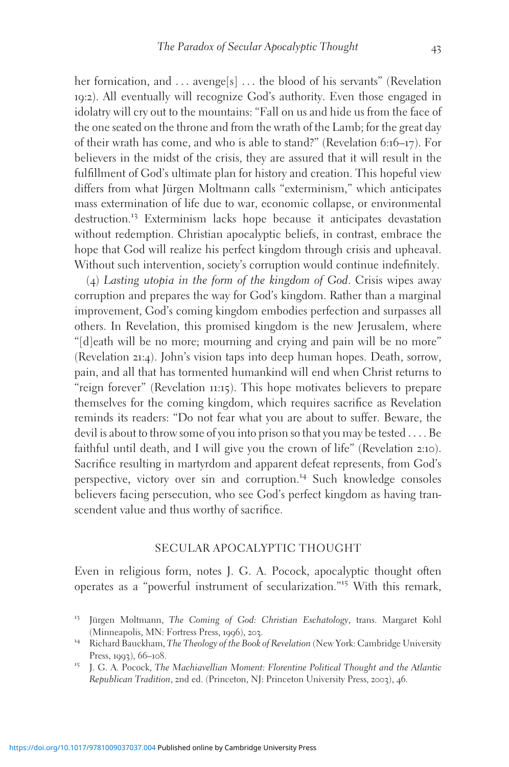her fornication, and . . . avenge[s] . . . the blood of his servants" (Revelation 19:2). All eventually will recognize God's authority. Even those engaged in idolatry will cry out to the mountains: "Fall on us and hide us from the face of the one seated on the throne and from the wrath of the Lamb; for the great day of their wrath has come, and who is able to stand?" (Revelation 6:16–17). For believers in the midst of the crisis, they are assured that it will result in the fulfillment of God's ultimate plan for history and creation. This hopeful view differs from what Jürgen Moltmann calls "exterminism," which anticipates mass extermination of life due to war, economic collapse, or environmental destruction.[13] Exterminism lacks hope because it anticipates devastation without redemption. Christian apocalyptic beliefs, in contrast, embrace the hope that God will realize his perfect kingdom through crisis and upheaval. Without such intervention, society's corruption would continue indefinitely.

(4) *Lasting utopia in the form of the kingdom of God.* Crisis wipes away corruption and prepares the way for God's kingdom. Rather than a marginal improvement, God's coming kingdom embodies perfection and surpasses all others. In Revelation, this promised kingdom is the new Jerusalem, where "[d]eath will be no more; mourning and crying and pain will be no more" (Revelation 21:4). John's vision taps into deep human hopes. Death, sorrow, pain, and all that has tormented humankind will end when Christ returns to "reign forever" (Revelation 11:15). This hope motivates believers to prepare themselves for the coming kingdom, which requires sacrifice as Revelation reminds its readers: "Do not fear what you are about to suffer. Beware, the devil is about to throw some of you into prison so that you may be tested . . . . Be faithful until death, and I will give you the crown of life" (Revelation 2:10). Sacrifice resulting in martyrdom and apparent defeat represents, from God's perspective, victory over sin and corruption.[14] Such knowledge consoles believers facing persecution, who see God's perfect kingdom as having transcendent value and thus worthy of sacrifice.

## SECULAR APOCALYPTIC THOUGHT

Even in religious form, notes J. G. A. Pocock, apocalyptic thought often operates as a "powerful instrument of secularization."[15] With this remark,

[13] Jürgen Moltmann, *The Coming of God: Christian Eschatology*, trans. Margaret Kohl (Minneapolis, MN: Fortress Press, 1996), 203.

[14] Richard Bauckham, *The Theology of the Book of Revelation* (New York: Cambridge University Press, 1993), 66–108.

[15] J. G. A. Pocock, *The Machiavellian Moment: Florentine Political Thought and the Atlantic Republican Tradition*, 2nd ed. (Princeton, NJ: Princeton University Press, 2003), 46.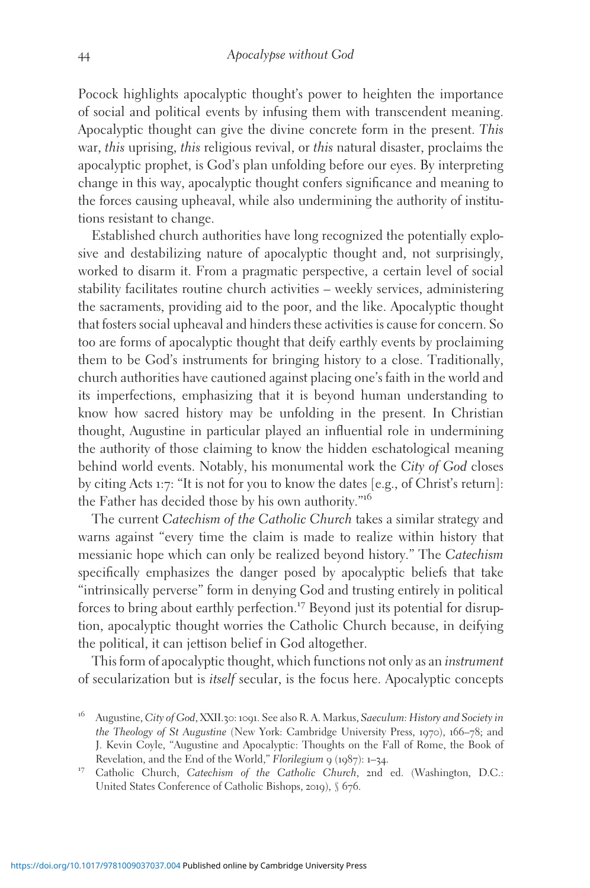Pocock highlights apocalyptic thought's power to heighten the importance of social and political events by infusing them with transcendent meaning. Apocalyptic thought can give the divine concrete form in the present. *This* war, *this* uprising, *this* religious revival, or *this* natural disaster, proclaims the apocalyptic prophet, is God's plan unfolding before our eyes. By interpreting change in this way, apocalyptic thought confers significance and meaning to the forces causing upheaval, while also undermining the authority of institutions resistant to change.

Established church authorities have long recognized the potentially explosive and destabilizing nature of apocalyptic thought and, not surprisingly, worked to disarm it. From a pragmatic perspective, a certain level of social stability facilitates routine church activities – weekly services, administering the sacraments, providing aid to the poor, and the like. Apocalyptic thought that fosters social upheaval and hinders these activities is cause for concern. So too are forms of apocalyptic thought that deify earthly events by proclaiming them to be God's instruments for bringing history to a close. Traditionally, church authorities have cautioned against placing one's faith in the world and its imperfections, emphasizing that it is beyond human understanding to know how sacred history may be unfolding in the present. In Christian thought, Augustine in particular played an influential role in undermining the authority of those claiming to know the hidden eschatological meaning behind world events. Notably, his monumental work the *City of God* closes by citing Acts 1:7: "It is not for you to know the dates [e.g., of Christ's return]: the Father has decided those by his own authority."[16]

The current *Catechism of the Catholic Church* takes a similar strategy and warns against "every time the claim is made to realize within history that messianic hope which can only be realized beyond history." The *Catechism* specifically emphasizes the danger posed by apocalyptic beliefs that take "intrinsically perverse" form in denying God and trusting entirely in political forces to bring about earthly perfection.[17] Beyond just its potential for disruption, apocalyptic thought worries the Catholic Church because, in deifying the political, it can jettison belief in God altogether.

This form of apocalyptic thought, which functions not only as an *instrument* of secularization but is *itself* secular, is the focus here. Apocalyptic concepts

[16] Augustine, *City of God*, XXII.30: 1091. See also R. A. Markus, *Saeculum: History and Society in the Theology of St Augustine* (New York: Cambridge University Press, 1970), 166–78; and J. Kevin Coyle, "Augustine and Apocalyptic: Thoughts on the Fall of Rome, the Book of Revelation, and the End of the World," *Florilegium* 9 (1987): 1–34.

[17] Catholic Church, *Catechism of the Catholic Church*, 2nd ed. (Washington, D.C.: United States Conference of Catholic Bishops, 2019), § 676.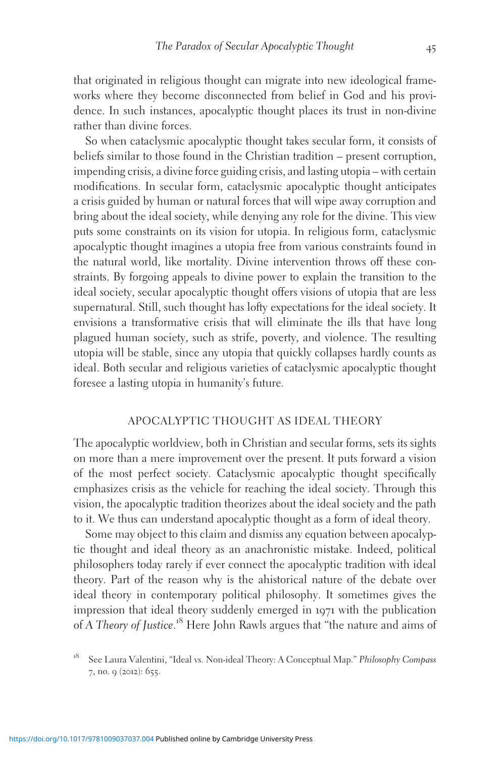that originated in religious thought can migrate into new ideological frameworks where they become disconnected from belief in God and his providence. In such instances, apocalyptic thought places its trust in non-divine rather than divine forces.

So when cataclysmic apocalyptic thought takes secular form, it consists of beliefs similar to those found in the Christian tradition – present corruption, impending crisis, a divine force guiding crisis, and lasting utopia – with certain modifications. In secular form, cataclysmic apocalyptic thought anticipates a crisis guided by human or natural forces that will wipe away corruption and bring about the ideal society, while denying any role for the divine. This view puts some constraints on its vision for utopia. In religious form, cataclysmic apocalyptic thought imagines a utopia free from various constraints found in the natural world, like mortality. Divine intervention throws off these constraints. By forgoing appeals to divine power to explain the transition to the ideal society, secular apocalyptic thought offers visions of utopia that are less supernatural. Still, such thought has lofty expectations for the ideal society. It envisions a transformative crisis that will eliminate the ills that have long plagued human society, such as strife, poverty, and violence. The resulting utopia will be stable, since any utopia that quickly collapses hardly counts as ideal. Both secular and religious varieties of cataclysmic apocalyptic thought foresee a lasting utopia in humanity's future.

## APOCALYPTIC THOUGHT AS IDEAL THEORY

The apocalyptic worldview, both in Christian and secular forms, sets its sights on more than a mere improvement over the present. It puts forward a vision of the most perfect society. Cataclysmic apocalyptic thought specifically emphasizes crisis as the vehicle for reaching the ideal society. Through this vision, the apocalyptic tradition theorizes about the ideal society and the path to it. We thus can understand apocalyptic thought as a form of ideal theory.

Some may object to this claim and dismiss any equation between apocalyptic thought and ideal theory as an anachronistic mistake. Indeed, political philosophers today rarely if ever connect the apocalyptic tradition with ideal theory. Part of the reason why is the ahistorical nature of the debate over ideal theory in contemporary political philosophy. It sometimes gives the impression that ideal theory suddenly emerged in 1971 with the publication of *A Theory of Justice*.[18] Here John Rawls argues that "the nature and aims of

[18] See Laura Valentini, "Ideal vs. Non-ideal Theory: A Conceptual Map." *Philosophy Compass* 7, no. 9 (2012): 655.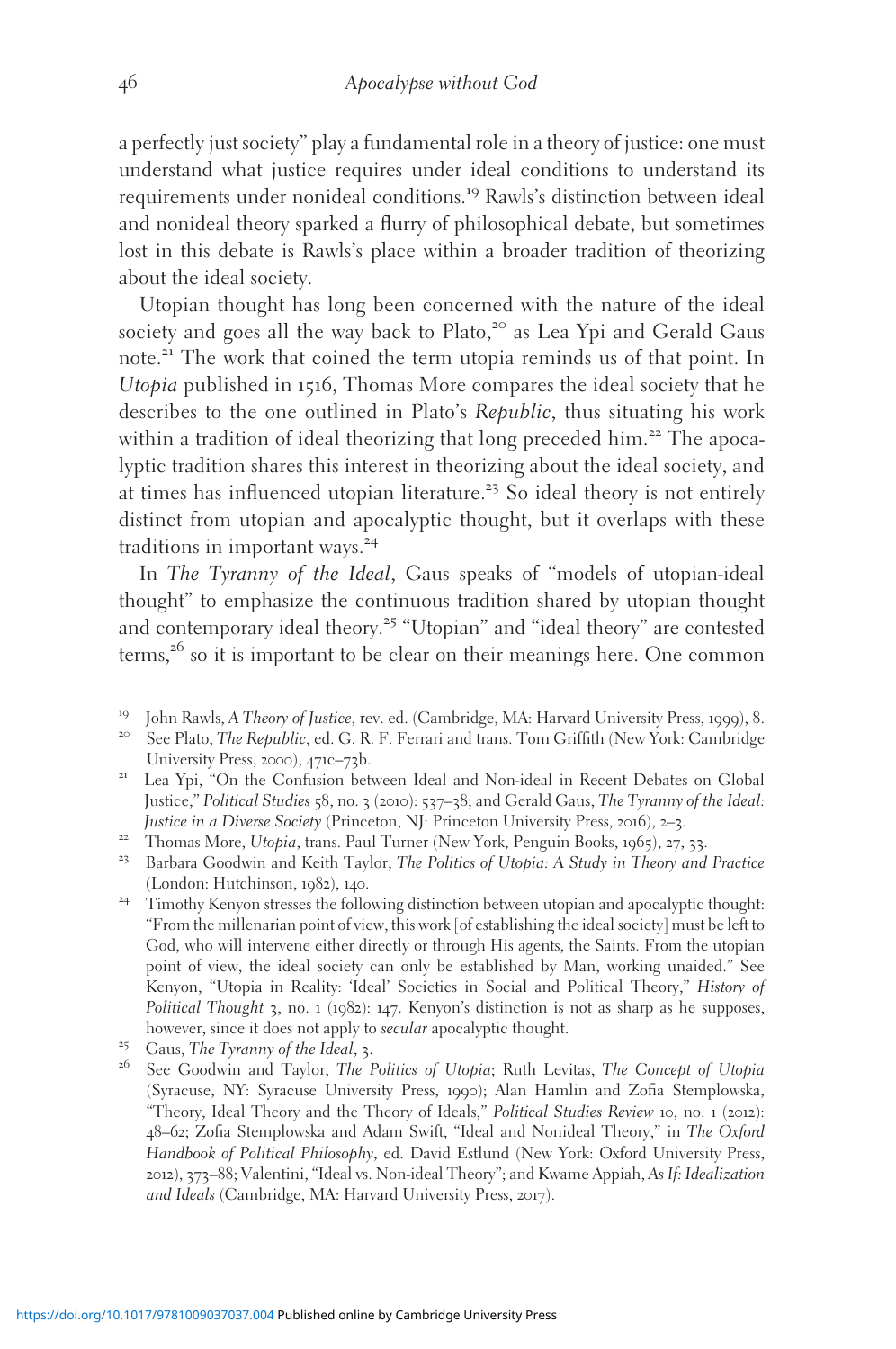a perfectly just society" play a fundamental role in a theory of justice: one must understand what justice requires under ideal conditions to understand its requirements under nonideal conditions.[19] Rawls's distinction between ideal and nonideal theory sparked a flurry of philosophical debate, but sometimes lost in this debate is Rawls's place within a broader tradition of theorizing about the ideal society.

Utopian thought has long been concerned with the nature of the ideal society and goes all the way back to Plato,[20] as Lea Ypi and Gerald Gaus note.[21] The work that coined the term utopia reminds us of that point. In *Utopia* published in 1516, Thomas More compares the ideal society that he describes to the one outlined in Plato's *Republic*, thus situating his work within a tradition of ideal theorizing that long preceded him.[22] The apocalyptic tradition shares this interest in theorizing about the ideal society, and at times has influenced utopian literature.[23] So ideal theory is not entirely distinct from utopian and apocalyptic thought, but it overlaps with these traditions in important ways.[24]

In *The Tyranny of the Ideal*, Gaus speaks of "models of utopian-ideal thought" to emphasize the continuous tradition shared by utopian thought and contemporary ideal theory.[25] "Utopian" and "ideal theory" are contested terms,[26] so it is important to be clear on their meanings here. One common

[19] John Rawls, *A Theory of Justice*, rev. ed. (Cambridge, MA: Harvard University Press, 1999), 8.

[20] See Plato, *The Republic*, ed. G. R. F. Ferrari and trans. Tom Griffith (New York: Cambridge University Press, 2000), 471c–73b.

[21] Lea Ypi, "On the Confusion between Ideal and Non-ideal in Recent Debates on Global Justice," *Political Studies* 58, no. 3 (2010): 537–38; and Gerald Gaus, *The Tyranny of the Ideal: Justice in a Diverse Society* (Princeton, NJ: Princeton University Press, 2016), 2–3.

[22] Thomas More, *Utopia*, trans. Paul Turner (New York, Penguin Books, 1965), 27, 33.

[23] Barbara Goodwin and Keith Taylor, *The Politics of Utopia: A Study in Theory and Practice* (London: Hutchinson, 1982), 140.

[24] Timothy Kenyon stresses the following distinction between utopian and apocalyptic thought: "From the millenarian point of view, this work [of establishing the ideal society] must be left to God, who will intervene either directly or through His agents, the Saints. From the utopian point of view, the ideal society can only be established by Man, working unaided." See Kenyon, "Utopia in Reality: 'Ideal' Societies in Social and Political Theory," *History of Political Thought* 3, no. 1 (1982): 147. Kenyon's distinction is not as sharp as he supposes, however, since it does not apply to *secular* apocalyptic thought.

[25] Gaus, *The Tyranny of the Ideal*, 3.

[26] See Goodwin and Taylor, *The Politics of Utopia*; Ruth Levitas, *The Concept of Utopia* (Syracuse, NY: Syracuse University Press, 1990); Alan Hamlin and Zofia Stemplowska, "Theory, Ideal Theory and the Theory of Ideals," *Political Studies Review* 10, no. 1 (2012): 48–62; Zofia Stemplowska and Adam Swift, "Ideal and Nonideal Theory," in *The Oxford Handbook of Political Philosophy*, ed. David Estlund (New York: Oxford University Press, 2012), 373–88; Valentini, "Ideal vs. Non-ideal Theory"; and Kwame Appiah, *As If: Idealization and Ideals* (Cambridge, MA: Harvard University Press, 2017).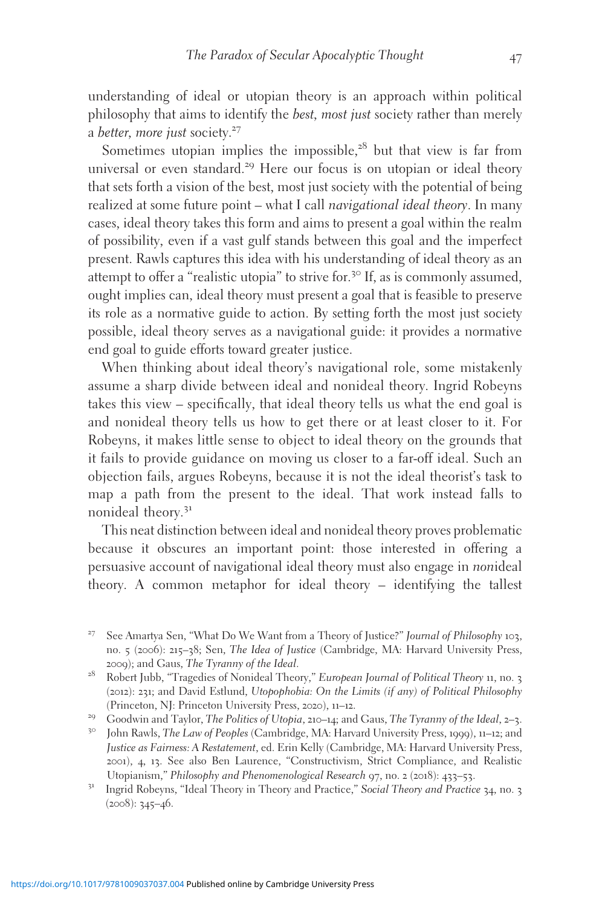understanding of ideal or utopian theory is an approach within political philosophy that aims to identify the *best, most just* society rather than merely a *better, more just* society.[27]

Sometimes utopian implies the impossible,[28] but that view is far from universal or even standard.[29] Here our focus is on utopian or ideal theory that sets forth a vision of the best, most just society with the potential of being realized at some future point – what I call *navigational ideal theory*. In many cases, ideal theory takes this form and aims to present a goal within the realm of possibility, even if a vast gulf stands between this goal and the imperfect present. Rawls captures this idea with his understanding of ideal theory as an attempt to offer a "realistic utopia" to strive for.[30] If, as is commonly assumed, ought implies can, ideal theory must present a goal that is feasible to preserve its role as a normative guide to action. By setting forth the most just society possible, ideal theory serves as a navigational guide: it provides a normative end goal to guide efforts toward greater justice.

When thinking about ideal theory's navigational role, some mistakenly assume a sharp divide between ideal and nonideal theory. Ingrid Robeyns takes this view – specifically, that ideal theory tells us what the end goal is and nonideal theory tells us how to get there or at least closer to it. For Robeyns, it makes little sense to object to ideal theory on the grounds that it fails to provide guidance on moving us closer to a far-off ideal. Such an objection fails, argues Robeyns, because it is not the ideal theorist's task to map a path from the present to the ideal. That work instead falls to nonideal theory.[31]

This neat distinction between ideal and nonideal theory proves problematic because it obscures an important point: those interested in offering a persuasive account of navigational ideal theory must also engage in *non*ideal theory. A common metaphor for ideal theory – identifying the tallest

---

[27] See Amartya Sen, "What Do We Want from a Theory of Justice?" *Journal of Philosophy* 103, no. 5 (2006): 215–38; Sen, *The Idea of Justice* (Cambridge, MA: Harvard University Press, 2009); and Gaus, *The Tyranny of the Ideal*.

[28] Robert Jubb, "Tragedies of Nonideal Theory," *European Journal of Political Theory* 11, no. 3 (2012): 231; and David Estlund, *Utopophobia: On the Limits (if any) of Political Philosophy* (Princeton, NJ: Princeton University Press, 2020), 11–12.

[29] Goodwin and Taylor, *The Politics of Utopia*, 210–14; and Gaus, *The Tyranny of the Ideal*, 2–3.

[30] John Rawls, *The Law of Peoples* (Cambridge, MA: Harvard University Press, 1999), 11–12; and *Justice as Fairness: A Restatement*, ed. Erin Kelly (Cambridge, MA: Harvard University Press, 2001), 4, 13. See also Ben Laurence, "Constructivism, Strict Compliance, and Realistic Utopianism," *Philosophy and Phenomenological Research* 97, no. 2 (2018): 433–53.

[31] Ingrid Robeyns, "Ideal Theory in Theory and Practice," *Social Theory and Practice* 34, no. 3 (2008): 345–46.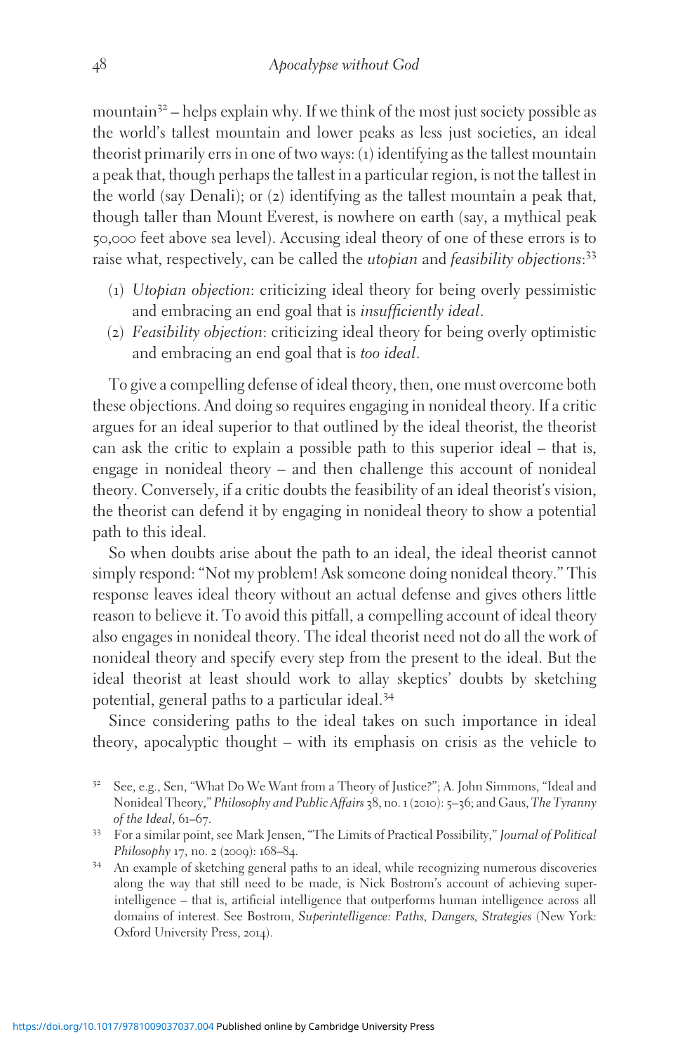mountain[32] – helps explain why. If we think of the most just society possible as the world's tallest mountain and lower peaks as less just societies, an ideal theorist primarily errs in one of two ways: (1) identifying as the tallest mountain a peak that, though perhaps the tallest in a particular region, is not the tallest in the world (say Denali); or (2) identifying as the tallest mountain a peak that, though taller than Mount Everest, is nowhere on earth (say, a mythical peak 50,000 feet above sea level). Accusing ideal theory of one of these errors is to raise what, respectively, can be called the *utopian* and *feasibility objections*:[33]

(1) *Utopian objection*: criticizing ideal theory for being overly pessimistic and embracing an end goal that is *insufficiently ideal*.
(2) *Feasibility objection*: criticizing ideal theory for being overly optimistic and embracing an end goal that is *too ideal*.

To give a compelling defense of ideal theory, then, one must overcome both these objections. And doing so requires engaging in nonideal theory. If a critic argues for an ideal superior to that outlined by the ideal theorist, the theorist can ask the critic to explain a possible path to this superior ideal – that is, engage in nonideal theory – and then challenge this account of nonideal theory. Conversely, if a critic doubts the feasibility of an ideal theorist's vision, the theorist can defend it by engaging in nonideal theory to show a potential path to this ideal.

So when doubts arise about the path to an ideal, the ideal theorist cannot simply respond: "Not my problem! Ask someone doing nonideal theory." This response leaves ideal theory without an actual defense and gives others little reason to believe it. To avoid this pitfall, a compelling account of ideal theory also engages in nonideal theory. The ideal theorist need not do all the work of nonideal theory and specify every step from the present to the ideal. But the ideal theorist at least should work to allay skeptics' doubts by sketching potential, general paths to a particular ideal.[34]

Since considering paths to the ideal takes on such importance in ideal theory, apocalyptic thought – with its emphasis on crisis as the vehicle to

[32] See, e.g., Sen, "What Do We Want from a Theory of Justice?"; A. John Simmons, "Ideal and Nonideal Theory," *Philosophy and Public Affairs* 38, no. 1 (2010): 5–36; and Gaus, *The Tyranny of the Ideal*, 61–67.

[33] For a similar point, see Mark Jensen, "The Limits of Practical Possibility," *Journal of Political Philosophy* 17, no. 2 (2009): 168–84.

[34] An example of sketching general paths to an ideal, while recognizing numerous discoveries along the way that still need to be made, is Nick Bostrom's account of achieving superintelligence – that is, artificial intelligence that outperforms human intelligence across all domains of interest. See Bostrom, *Superintelligence: Paths, Dangers, Strategies* (New York: Oxford University Press, 2014).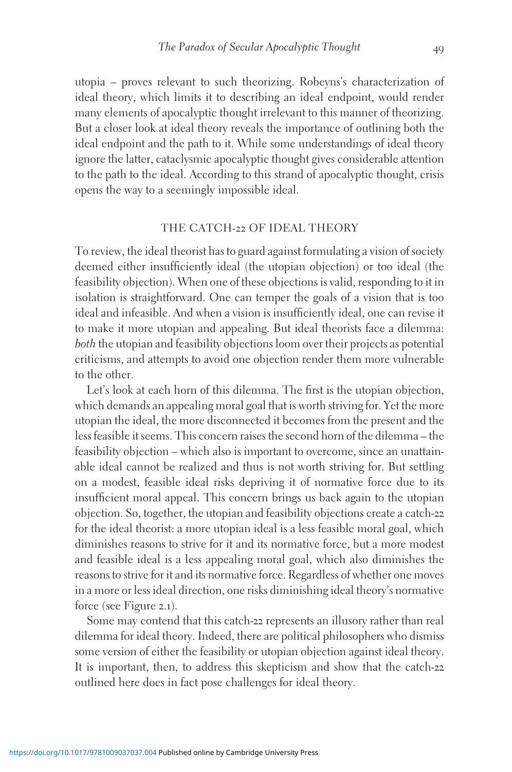utopia – proves relevant to such theorizing. Robeyns's characterization of ideal theory, which limits it to describing an ideal endpoint, would render many elements of apocalyptic thought irrelevant to this manner of theorizing. But a closer look at ideal theory reveals the importance of outlining both the ideal endpoint and the path to it. While some understandings of ideal theory ignore the latter, cataclysmic apocalyptic thought gives considerable attention to the path to the ideal. According to this strand of apocalyptic thought, crisis opens the way to a seemingly impossible ideal.

## THE CATCH-22 OF IDEAL THEORY

To review, the ideal theorist has to guard against formulating a vision of society deemed either insufficiently ideal (the utopian objection) or too ideal (the feasibility objection). When one of these objections is valid, responding to it in isolation is straightforward. One can temper the goals of a vision that is too ideal and infeasible. And when a vision is insufficiently ideal, one can revise it to make it more utopian and appealing. But ideal theorists face a dilemma: *both* the utopian and feasibility objections loom over their projects as potential criticisms, and attempts to avoid one objection render them more vulnerable to the other.

Let's look at each horn of this dilemma. The first is the utopian objection, which demands an appealing moral goal that is worth striving for. Yet the more utopian the ideal, the more disconnected it becomes from the present and the less feasible it seems. This concern raises the second horn of the dilemma – the feasibility objection – which also is important to overcome, since an unattainable ideal cannot be realized and thus is not worth striving for. But settling on a modest, feasible ideal risks depriving it of normative force due to its insufficient moral appeal. This concern brings us back again to the utopian objection. So, together, the utopian and feasibility objections create a catch-22 for the ideal theorist: a more utopian ideal is a less feasible moral goal, which diminishes reasons to strive for it and its normative force, but a more modest and feasible ideal is a less appealing moral goal, which also diminishes the reasons to strive for it and its normative force. Regardless of whether one moves in a more or less ideal direction, one risks diminishing ideal theory's normative force (see Figure 2.1).

Some may contend that this catch-22 represents an illusory rather than real dilemma for ideal theory. Indeed, there are political philosophers who dismiss some version of either the feasibility or utopian objection against ideal theory. It is important, then, to address this skepticism and show that the catch-22 outlined here does in fact pose challenges for ideal theory.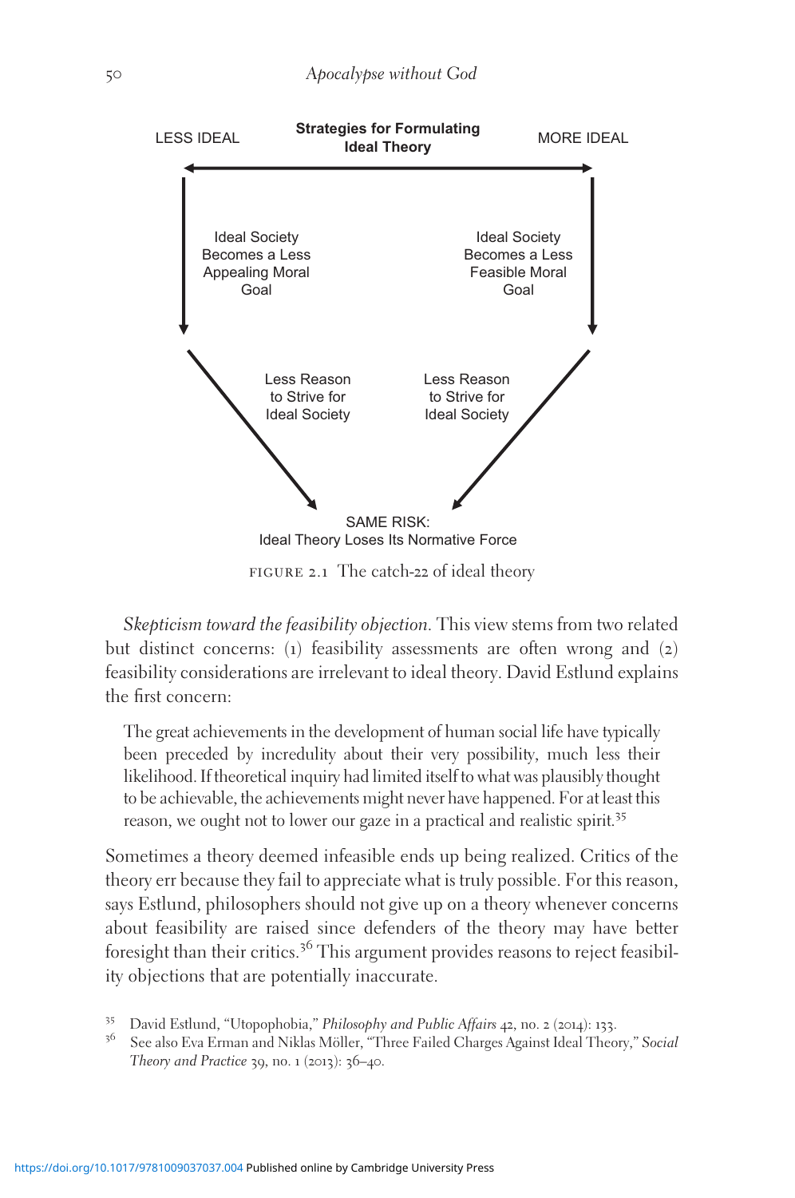Strategies for Formulating Ideal Theory

LESS IDEAL — MORE IDEAL

Ideal Society Becomes a Less Appealing Moral Goal

Ideal Society Becomes a Less Feasible Moral Goal

Less Reason to Strive for Ideal Society

Less Reason to Strive for Ideal Society

SAME RISK: Ideal Theory Loses Its Normative Force

FIGURE 2.1 The catch-22 of ideal theory

*Skepticism toward the feasibility objection*. This view stems from two related but distinct concerns: (1) feasibility assessments are often wrong and (2) feasibility considerations are irrelevant to ideal theory. David Estlund explains the first concern:

> The great achievements in the development of human social life have typically been preceded by incredulity about their very possibility, much less their likelihood. If theoretical inquiry had limited itself to what was plausibly thought to be achievable, the achievements might never have happened. For at least this reason, we ought not to lower our gaze in a practical and realistic spirit.[35]

Sometimes a theory deemed infeasible ends up being realized. Critics of the theory err because they fail to appreciate what is truly possible. For this reason, says Estlund, philosophers should not give up on a theory whenever concerns about feasibility are raised since defenders of the theory may have better foresight than their critics.[36] This argument provides reasons to reject feasibility objections that are potentially inaccurate.

[35] David Estlund, "Utopophobia," *Philosophy and Public Affairs* 42, no. 2 (2014): 133.

[36] See also Eva Erman and Niklas Möller, "Three Failed Charges Against Ideal Theory," *Social Theory and Practice* 39, no. 1 (2013): 36–40.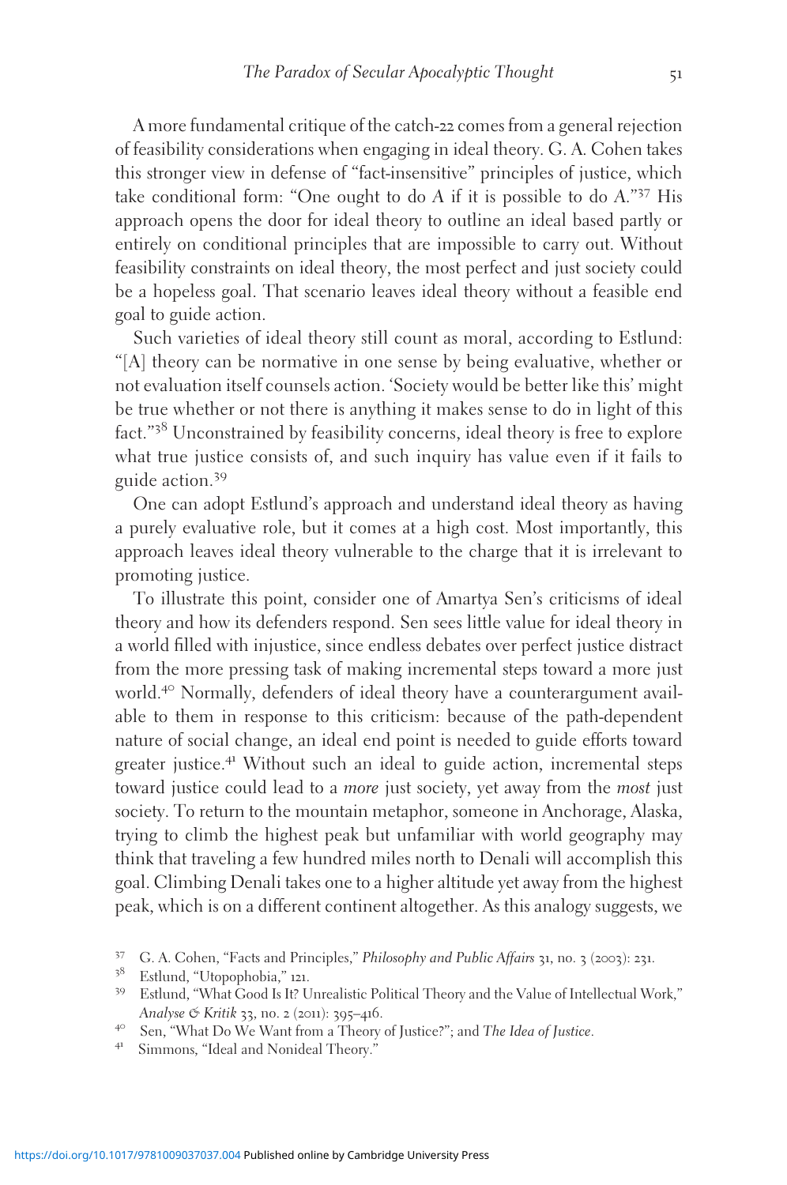A more fundamental critique of the catch-22 comes from a general rejection of feasibility considerations when engaging in ideal theory. G. A. Cohen takes this stronger view in defense of "fact-insensitive" principles of justice, which take conditional form: "One ought to do A if it is possible to do A."[37] His approach opens the door for ideal theory to outline an ideal based partly or entirely on conditional principles that are impossible to carry out. Without feasibility constraints on ideal theory, the most perfect and just society could be a hopeless goal. That scenario leaves ideal theory without a feasible end goal to guide action.

Such varieties of ideal theory still count as moral, according to Estlund: "[A] theory can be normative in one sense by being evaluative, whether or not evaluation itself counsels action. 'Society would be better like this' might be true whether or not there is anything it makes sense to do in light of this fact."[38] Unconstrained by feasibility concerns, ideal theory is free to explore what true justice consists of, and such inquiry has value even if it fails to guide action.[39]

One can adopt Estlund's approach and understand ideal theory as having a purely evaluative role, but it comes at a high cost. Most importantly, this approach leaves ideal theory vulnerable to the charge that it is irrelevant to promoting justice.

To illustrate this point, consider one of Amartya Sen's criticisms of ideal theory and how its defenders respond. Sen sees little value for ideal theory in a world filled with injustice, since endless debates over perfect justice distract from the more pressing task of making incremental steps toward a more just world.[40] Normally, defenders of ideal theory have a counterargument available to them in response to this criticism: because of the path-dependent nature of social change, an ideal end point is needed to guide efforts toward greater justice.[41] Without such an ideal to guide action, incremental steps toward justice could lead to a *more* just society, yet away from the *most* just society. To return to the mountain metaphor, someone in Anchorage, Alaska, trying to climb the highest peak but unfamiliar with world geography may think that traveling a few hundred miles north to Denali will accomplish this goal. Climbing Denali takes one to a higher altitude yet away from the highest peak, which is on a different continent altogether. As this analogy suggests, we

[37] G. A. Cohen, "Facts and Principles," *Philosophy and Public Affairs* 31, no. 3 (2003): 231.

[38] Estlund, "Utopophobia," 121.

[39] Estlund, "What Good Is It? Unrealistic Political Theory and the Value of Intellectual Work," *Analyse & Kritik* 33, no. 2 (2011): 395–416.

[40] Sen, "What Do We Want from a Theory of Justice?"; and *The Idea of Justice*.

[41] Simmons, "Ideal and Nonideal Theory."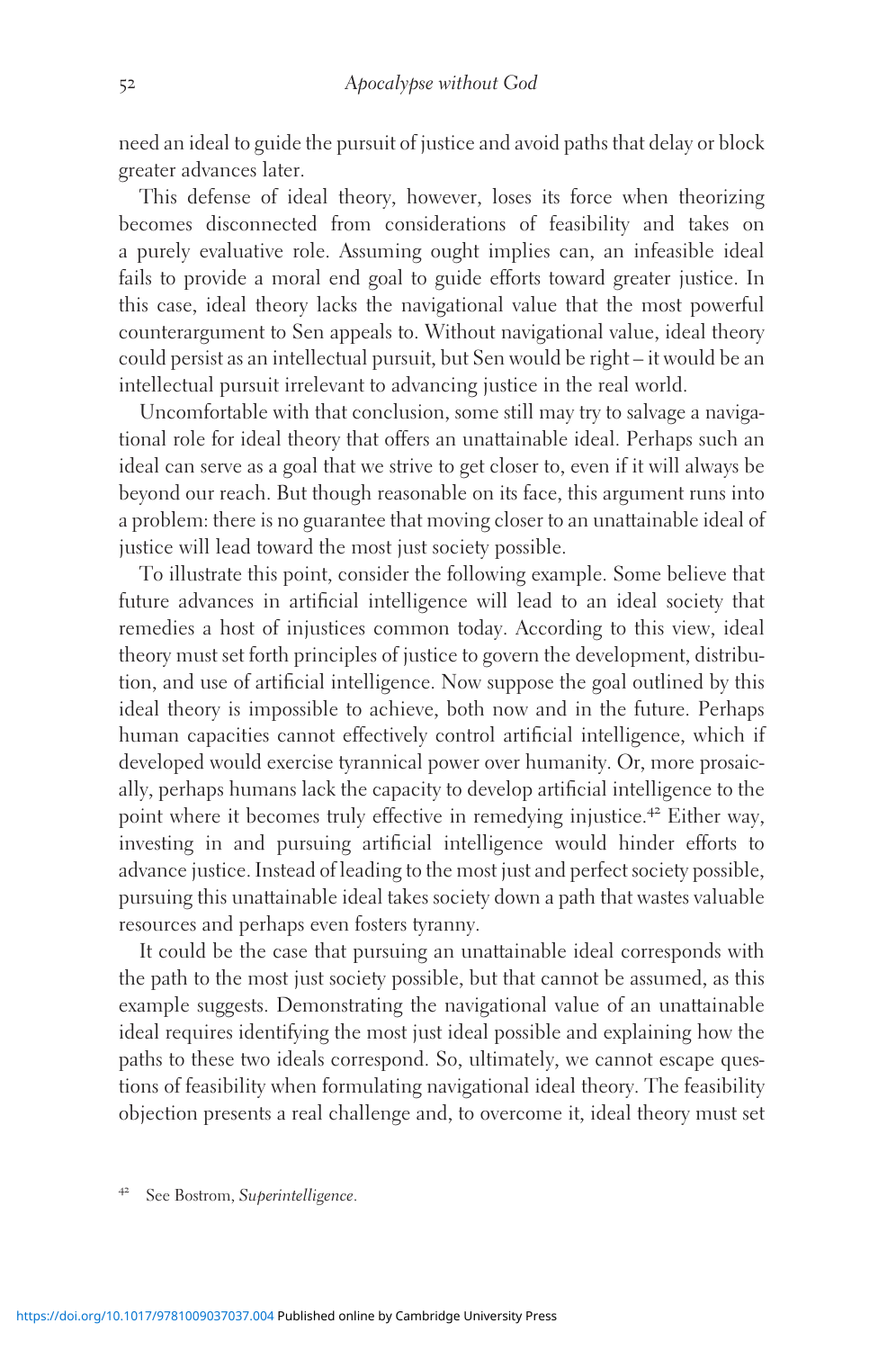need an ideal to guide the pursuit of justice and avoid paths that delay or block greater advances later.

This defense of ideal theory, however, loses its force when theorizing becomes disconnected from considerations of feasibility and takes on a purely evaluative role. Assuming ought implies can, an infeasible ideal fails to provide a moral end goal to guide efforts toward greater justice. In this case, ideal theory lacks the navigational value that the most powerful counterargument to Sen appeals to. Without navigational value, ideal theory could persist as an intellectual pursuit, but Sen would be right – it would be an intellectual pursuit irrelevant to advancing justice in the real world.

Uncomfortable with that conclusion, some still may try to salvage a navigational role for ideal theory that offers an unattainable ideal. Perhaps such an ideal can serve as a goal that we strive to get closer to, even if it will always be beyond our reach. But though reasonable on its face, this argument runs into a problem: there is no guarantee that moving closer to an unattainable ideal of justice will lead toward the most just society possible.

To illustrate this point, consider the following example. Some believe that future advances in artificial intelligence will lead to an ideal society that remedies a host of injustices common today. According to this view, ideal theory must set forth principles of justice to govern the development, distribution, and use of artificial intelligence. Now suppose the goal outlined by this ideal theory is impossible to achieve, both now and in the future. Perhaps human capacities cannot effectively control artificial intelligence, which if developed would exercise tyrannical power over humanity. Or, more prosaically, perhaps humans lack the capacity to develop artificial intelligence to the point where it becomes truly effective in remedying injustice.[42] Either way, investing in and pursuing artificial intelligence would hinder efforts to advance justice. Instead of leading to the most just and perfect society possible, pursuing this unattainable ideal takes society down a path that wastes valuable resources and perhaps even fosters tyranny.

It could be the case that pursuing an unattainable ideal corresponds with the path to the most just society possible, but that cannot be assumed, as this example suggests. Demonstrating the navigational value of an unattainable ideal requires identifying the most just ideal possible and explaining how the paths to these two ideals correspond. So, ultimately, we cannot escape questions of feasibility when formulating navigational ideal theory. The feasibility objection presents a real challenge and, to overcome it, ideal theory must set

[42] See Bostrom, *Superintelligence*.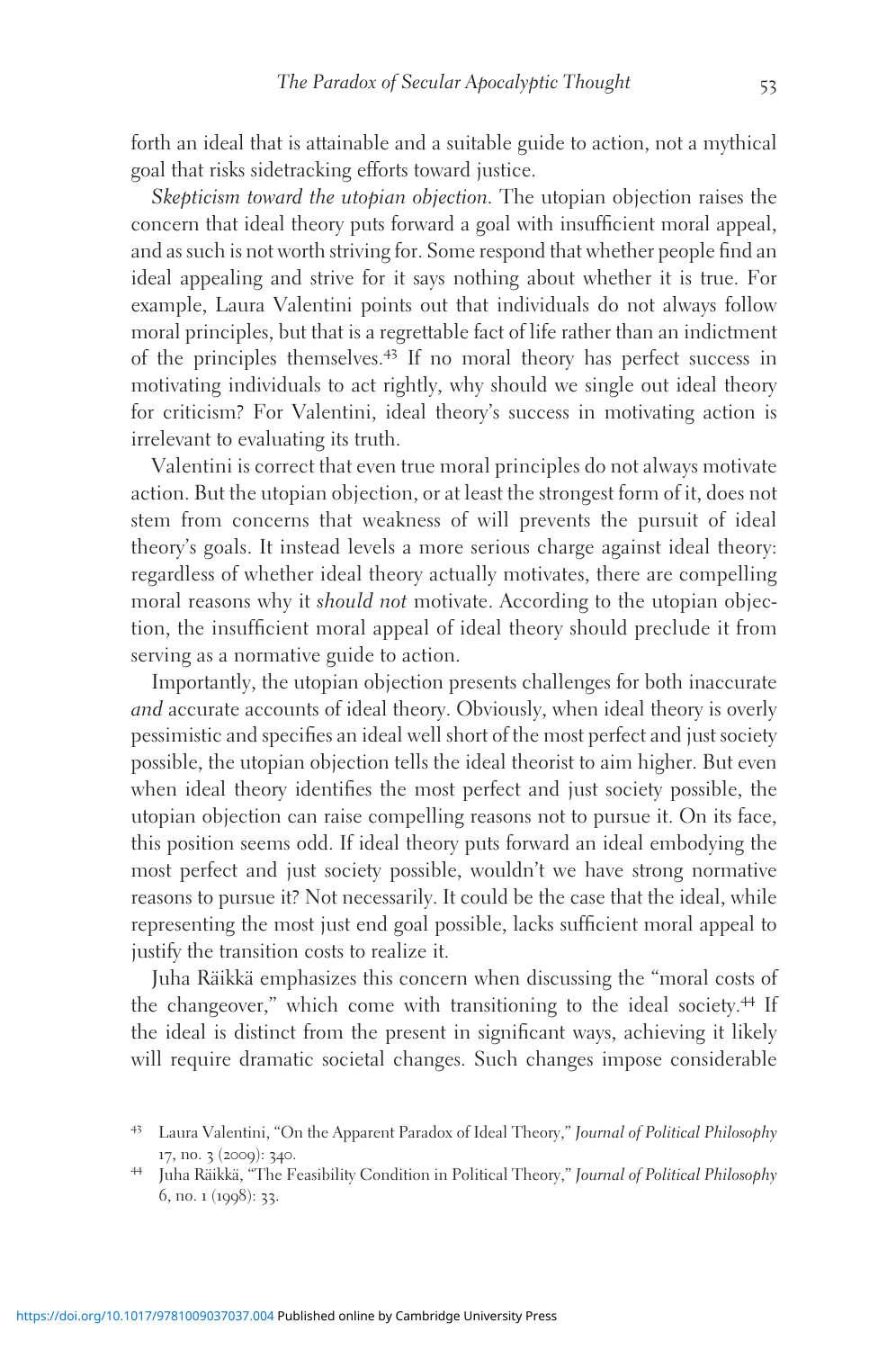forth an ideal that is attainable and a suitable guide to action, not a mythical goal that risks sidetracking efforts toward justice.

*Skepticism toward the utopian objection.* The utopian objection raises the concern that ideal theory puts forward a goal with insufficient moral appeal, and as such is not worth striving for. Some respond that whether people find an ideal appealing and strive for it says nothing about whether it is true. For example, Laura Valentini points out that individuals do not always follow moral principles, but that is a regrettable fact of life rather than an indictment of the principles themselves.[43] If no moral theory has perfect success in motivating individuals to act rightly, why should we single out ideal theory for criticism? For Valentini, ideal theory's success in motivating action is irrelevant to evaluating its truth.

Valentini is correct that even true moral principles do not always motivate action. But the utopian objection, or at least the strongest form of it, does not stem from concerns that weakness of will prevents the pursuit of ideal theory's goals. It instead levels a more serious charge against ideal theory: regardless of whether ideal theory actually motivates, there are compelling moral reasons why it *should not* motivate. According to the utopian objection, the insufficient moral appeal of ideal theory should preclude it from serving as a normative guide to action.

Importantly, the utopian objection presents challenges for both inaccurate *and* accurate accounts of ideal theory. Obviously, when ideal theory is overly pessimistic and specifies an ideal well short of the most perfect and just society possible, the utopian objection tells the ideal theorist to aim higher. But even when ideal theory identifies the most perfect and just society possible, the utopian objection can raise compelling reasons not to pursue it. On its face, this position seems odd. If ideal theory puts forward an ideal embodying the most perfect and just society possible, wouldn't we have strong normative reasons to pursue it? Not necessarily. It could be the case that the ideal, while representing the most just end goal possible, lacks sufficient moral appeal to justify the transition costs to realize it.

Juha Räikkä emphasizes this concern when discussing the "moral costs of the changeover," which come with transitioning to the ideal society.[44] If the ideal is distinct from the present in significant ways, achieving it likely will require dramatic societal changes. Such changes impose considerable

[43] Laura Valentini, "On the Apparent Paradox of Ideal Theory," *Journal of Political Philosophy* 17, no. 3 (2009): 340.

[44] Juha Räikkä, "The Feasibility Condition in Political Theory," *Journal of Political Philosophy* 6, no. 1 (1998): 33.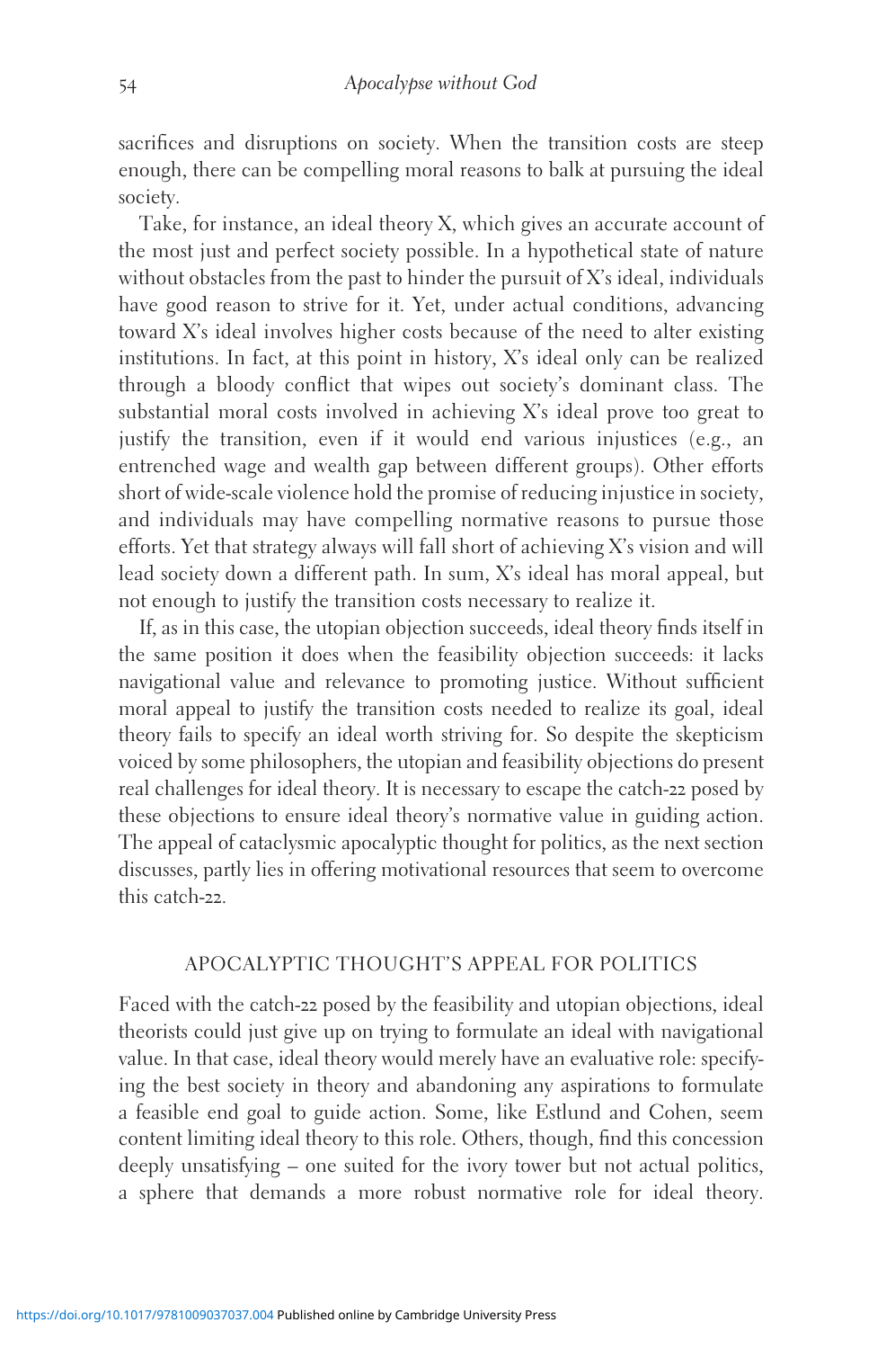sacrifices and disruptions on society. When the transition costs are steep enough, there can be compelling moral reasons to balk at pursuing the ideal society.

Take, for instance, an ideal theory X, which gives an accurate account of the most just and perfect society possible. In a hypothetical state of nature without obstacles from the past to hinder the pursuit of X's ideal, individuals have good reason to strive for it. Yet, under actual conditions, advancing toward X's ideal involves higher costs because of the need to alter existing institutions. In fact, at this point in history, X's ideal only can be realized through a bloody conflict that wipes out society's dominant class. The substantial moral costs involved in achieving X's ideal prove too great to justify the transition, even if it would end various injustices (e.g., an entrenched wage and wealth gap between different groups). Other efforts short of wide-scale violence hold the promise of reducing injustice in society, and individuals may have compelling normative reasons to pursue those efforts. Yet that strategy always will fall short of achieving X's vision and will lead society down a different path. In sum, X's ideal has moral appeal, but not enough to justify the transition costs necessary to realize it.

If, as in this case, the utopian objection succeeds, ideal theory finds itself in the same position it does when the feasibility objection succeeds: it lacks navigational value and relevance to promoting justice. Without sufficient moral appeal to justify the transition costs needed to realize its goal, ideal theory fails to specify an ideal worth striving for. So despite the skepticism voiced by some philosophers, the utopian and feasibility objections do present real challenges for ideal theory. It is necessary to escape the catch-22 posed by these objections to ensure ideal theory's normative value in guiding action. The appeal of cataclysmic apocalyptic thought for politics, as the next section discusses, partly lies in offering motivational resources that seem to overcome this catch-22.

## APOCALYPTIC THOUGHT'S APPEAL FOR POLITICS

Faced with the catch-22 posed by the feasibility and utopian objections, ideal theorists could just give up on trying to formulate an ideal with navigational value. In that case, ideal theory would merely have an evaluative role: specifying the best society in theory and abandoning any aspirations to formulate a feasible end goal to guide action. Some, like Estlund and Cohen, seem content limiting ideal theory to this role. Others, though, find this concession deeply unsatisfying – one suited for the ivory tower but not actual politics, a sphere that demands a more robust normative role for ideal theory.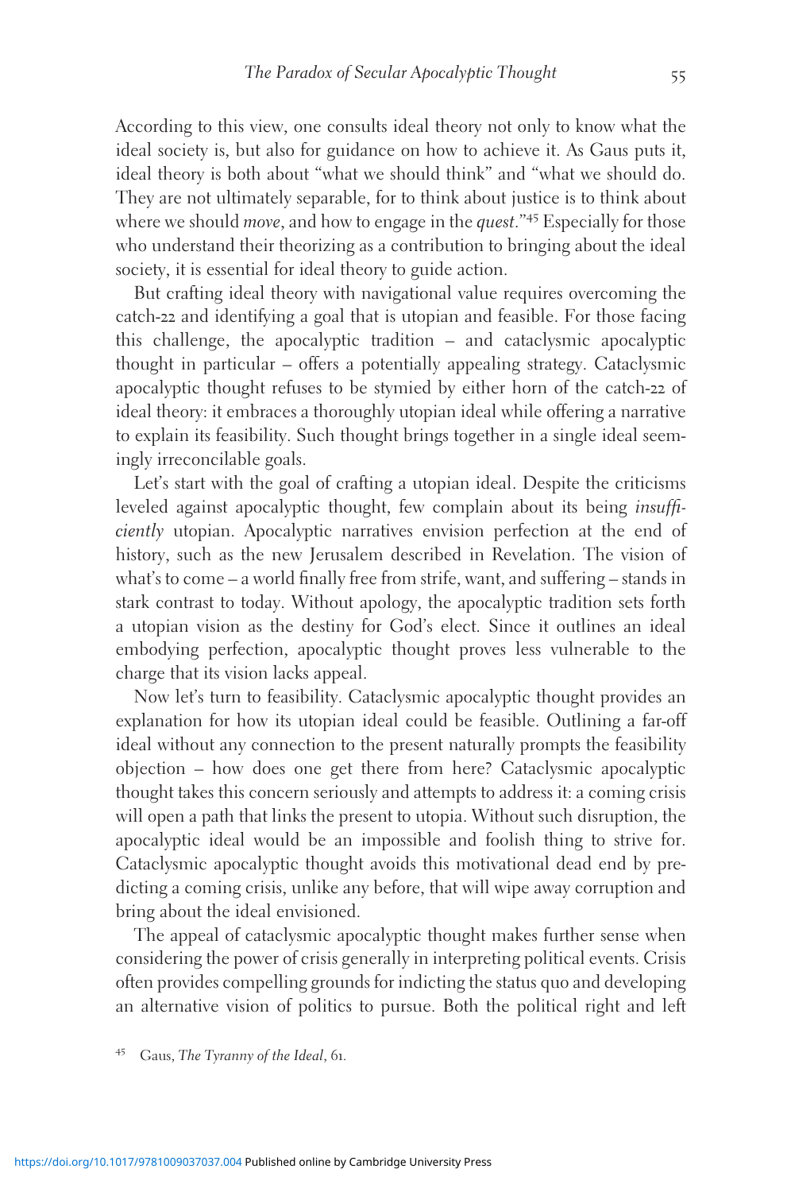According to this view, one consults ideal theory not only to know what the ideal society is, but also for guidance on how to achieve it. As Gaus puts it, ideal theory is both about "what we should think" and "what we should do. They are not ultimately separable, for to think about justice is to think about where we should *move*, and how to engage in the *quest*."[45] Especially for those who understand their theorizing as a contribution to bringing about the ideal society, it is essential for ideal theory to guide action.

But crafting ideal theory with navigational value requires overcoming the catch-22 and identifying a goal that is utopian and feasible. For those facing this challenge, the apocalyptic tradition – and cataclysmic apocalyptic thought in particular – offers a potentially appealing strategy. Cataclysmic apocalyptic thought refuses to be stymied by either horn of the catch-22 of ideal theory: it embraces a thoroughly utopian ideal while offering a narrative to explain its feasibility. Such thought brings together in a single ideal seemingly irreconcilable goals.

Let's start with the goal of crafting a utopian ideal. Despite the criticisms leveled against apocalyptic thought, few complain about its being *insufficiently* utopian. Apocalyptic narratives envision perfection at the end of history, such as the new Jerusalem described in Revelation. The vision of what's to come – a world finally free from strife, want, and suffering – stands in stark contrast to today. Without apology, the apocalyptic tradition sets forth a utopian vision as the destiny for God's elect. Since it outlines an ideal embodying perfection, apocalyptic thought proves less vulnerable to the charge that its vision lacks appeal.

Now let's turn to feasibility. Cataclysmic apocalyptic thought provides an explanation for how its utopian ideal could be feasible. Outlining a far-off ideal without any connection to the present naturally prompts the feasibility objection – how does one get there from here? Cataclysmic apocalyptic thought takes this concern seriously and attempts to address it: a coming crisis will open a path that links the present to utopia. Without such disruption, the apocalyptic ideal would be an impossible and foolish thing to strive for. Cataclysmic apocalyptic thought avoids this motivational dead end by predicting a coming crisis, unlike any before, that will wipe away corruption and bring about the ideal envisioned.

The appeal of cataclysmic apocalyptic thought makes further sense when considering the power of crisis generally in interpreting political events. Crisis often provides compelling grounds for indicting the status quo and developing an alternative vision of politics to pursue. Both the political right and left

[45] Gaus, *The Tyranny of the Ideal*, 61.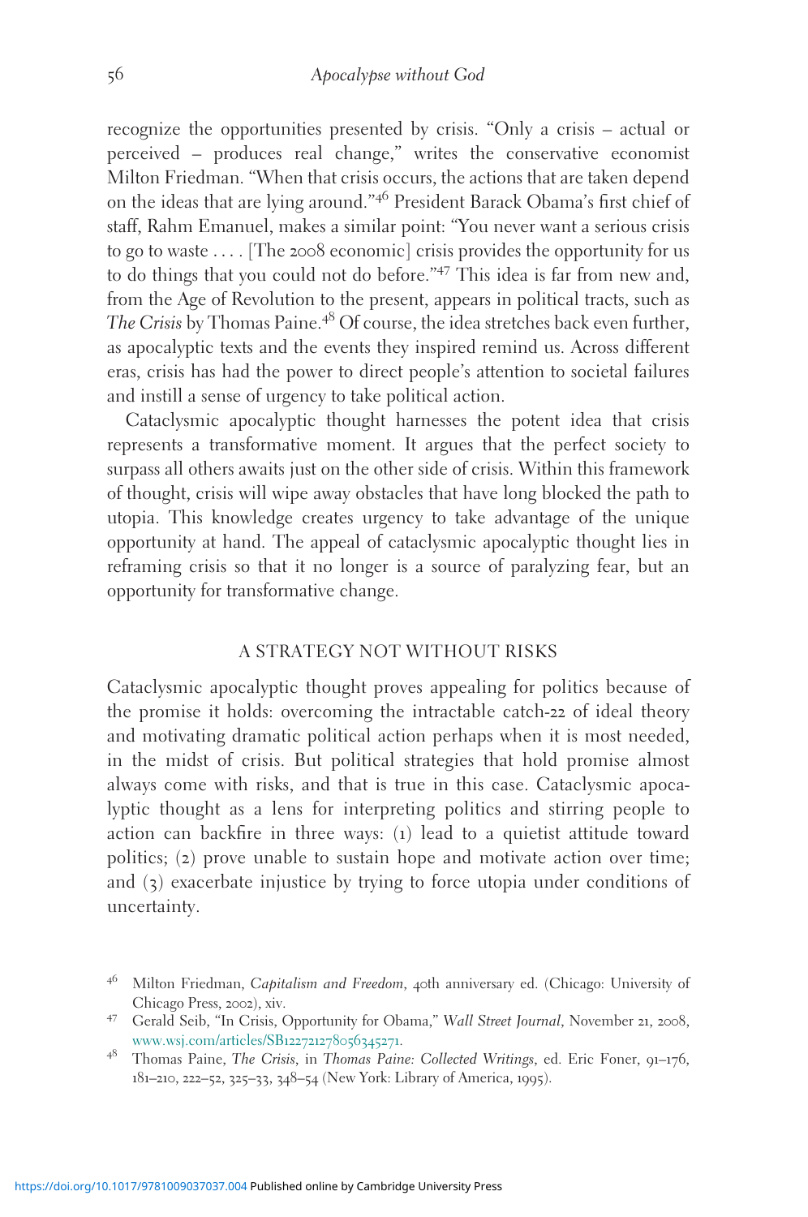recognize the opportunities presented by crisis. "Only a crisis – actual or perceived – produces real change," writes the conservative economist Milton Friedman. "When that crisis occurs, the actions that are taken depend on the ideas that are lying around."[46] President Barack Obama's first chief of staff, Rahm Emanuel, makes a similar point: "You never want a serious crisis to go to waste . . . . [The 2008 economic] crisis provides the opportunity for us to do things that you could not do before."[47] This idea is far from new and, from the Age of Revolution to the present, appears in political tracts, such as *The Crisis* by Thomas Paine.[48] Of course, the idea stretches back even further, as apocalyptic texts and the events they inspired remind us. Across different eras, crisis has had the power to direct people's attention to societal failures and instill a sense of urgency to take political action.

Cataclysmic apocalyptic thought harnesses the potent idea that crisis represents a transformative moment. It argues that the perfect society to surpass all others awaits just on the other side of crisis. Within this framework of thought, crisis will wipe away obstacles that have long blocked the path to utopia. This knowledge creates urgency to take advantage of the unique opportunity at hand. The appeal of cataclysmic apocalyptic thought lies in reframing crisis so that it no longer is a source of paralyzing fear, but an opportunity for transformative change.

## A STRATEGY NOT WITHOUT RISKS

Cataclysmic apocalyptic thought proves appealing for politics because of the promise it holds: overcoming the intractable catch-22 of ideal theory and motivating dramatic political action perhaps when it is most needed, in the midst of crisis. But political strategies that hold promise almost always come with risks, and that is true in this case. Cataclysmic apocalyptic thought as a lens for interpreting politics and stirring people to action can backfire in three ways: (1) lead to a quietist attitude toward politics; (2) prove unable to sustain hope and motivate action over time; and (3) exacerbate injustice by trying to force utopia under conditions of uncertainty.

[46] Milton Friedman, *Capitalism and Freedom*, 40th anniversary ed. (Chicago: University of Chicago Press, 2002), xiv.

[47] Gerald Seib, "In Crisis, Opportunity for Obama," *Wall Street Journal*, November 21, 2008, www.wsj.com/articles/SB122721278056345271.

[48] Thomas Paine, *The Crisis*, in *Thomas Paine: Collected Writings*, ed. Eric Foner, 91–176, 181–210, 222–52, 325–33, 348–54 (New York: Library of America, 1995).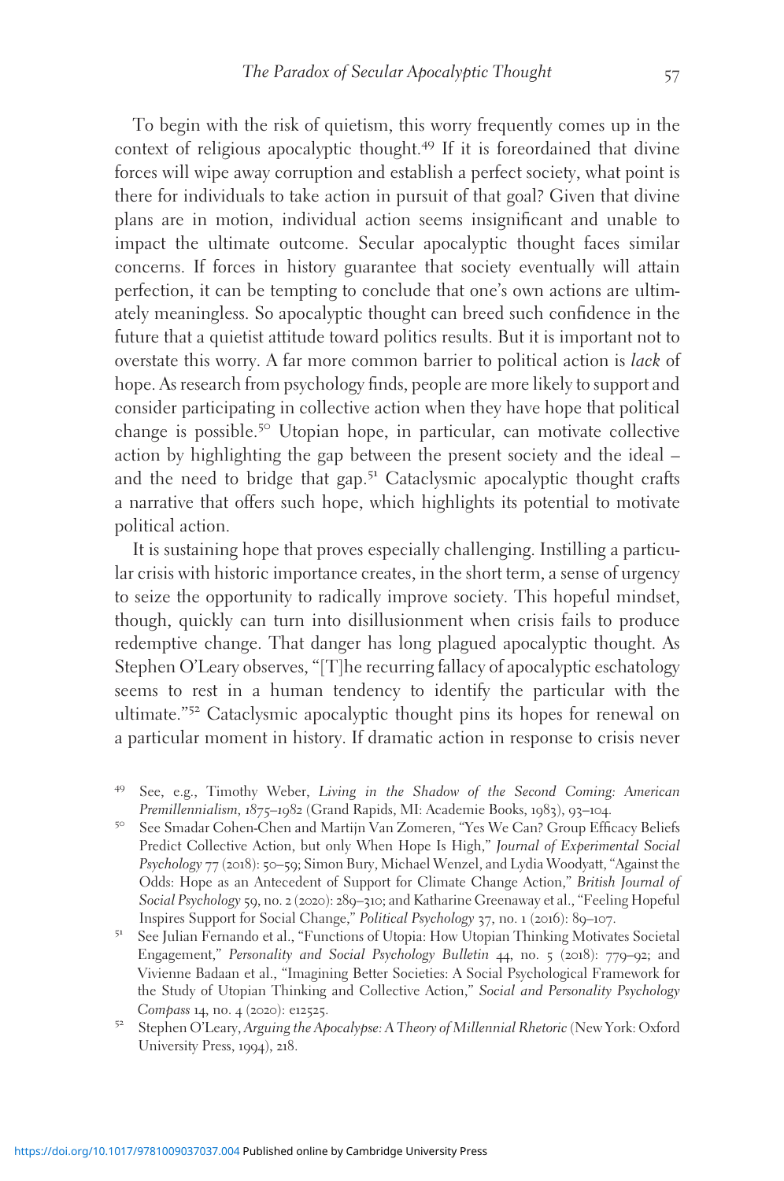To begin with the risk of quietism, this worry frequently comes up in the context of religious apocalyptic thought.[49] If it is foreordained that divine forces will wipe away corruption and establish a perfect society, what point is there for individuals to take action in pursuit of that goal? Given that divine plans are in motion, individual action seems insignificant and unable to impact the ultimate outcome. Secular apocalyptic thought faces similar concerns. If forces in history guarantee that society eventually will attain perfection, it can be tempting to conclude that one's own actions are ultimately meaningless. So apocalyptic thought can breed such confidence in the future that a quietist attitude toward politics results. But it is important not to overstate this worry. A far more common barrier to political action is *lack* of hope. As research from psychology finds, people are more likely to support and consider participating in collective action when they have hope that political change is possible.[50] Utopian hope, in particular, can motivate collective action by highlighting the gap between the present society and the ideal – and the need to bridge that gap.[51] Cataclysmic apocalyptic thought crafts a narrative that offers such hope, which highlights its potential to motivate political action.

It is sustaining hope that proves especially challenging. Instilling a particular crisis with historic importance creates, in the short term, a sense of urgency to seize the opportunity to radically improve society. This hopeful mindset, though, quickly can turn into disillusionment when crisis fails to produce redemptive change. That danger has long plagued apocalyptic thought. As Stephen O'Leary observes, "[T]he recurring fallacy of apocalyptic eschatology seems to rest in a human tendency to identify the particular with the ultimate."[52] Cataclysmic apocalyptic thought pins its hopes for renewal on a particular moment in history. If dramatic action in response to crisis never

[49] See, e.g., Timothy Weber, *Living in the Shadow of the Second Coming: American Premillennialism, 1875–1982* (Grand Rapids, MI: Academie Books, 1983), 93–104.

[50] See Smadar Cohen-Chen and Martijn Van Zomeren, "Yes We Can? Group Efficacy Beliefs Predict Collective Action, but only When Hope Is High," *Journal of Experimental Social Psychology* 77 (2018): 50–59; Simon Bury, Michael Wenzel, and Lydia Woodyatt, "Against the Odds: Hope as an Antecedent of Support for Climate Change Action," *British Journal of Social Psychology* 59, no. 2 (2020): 289–310; and Katharine Greenaway et al., "Feeling Hopeful Inspires Support for Social Change," *Political Psychology* 37, no. 1 (2016): 89–107.

[51] See Julian Fernando et al., "Functions of Utopia: How Utopian Thinking Motivates Societal Engagement," *Personality and Social Psychology Bulletin* 44, no. 5 (2018): 779–92; and Vivienne Badaan et al., "Imagining Better Societies: A Social Psychological Framework for the Study of Utopian Thinking and Collective Action," *Social and Personality Psychology Compass* 14, no. 4 (2020): e12525.

[52] Stephen O'Leary, *Arguing the Apocalypse: A Theory of Millennial Rhetoric* (New York: Oxford University Press, 1994), 218.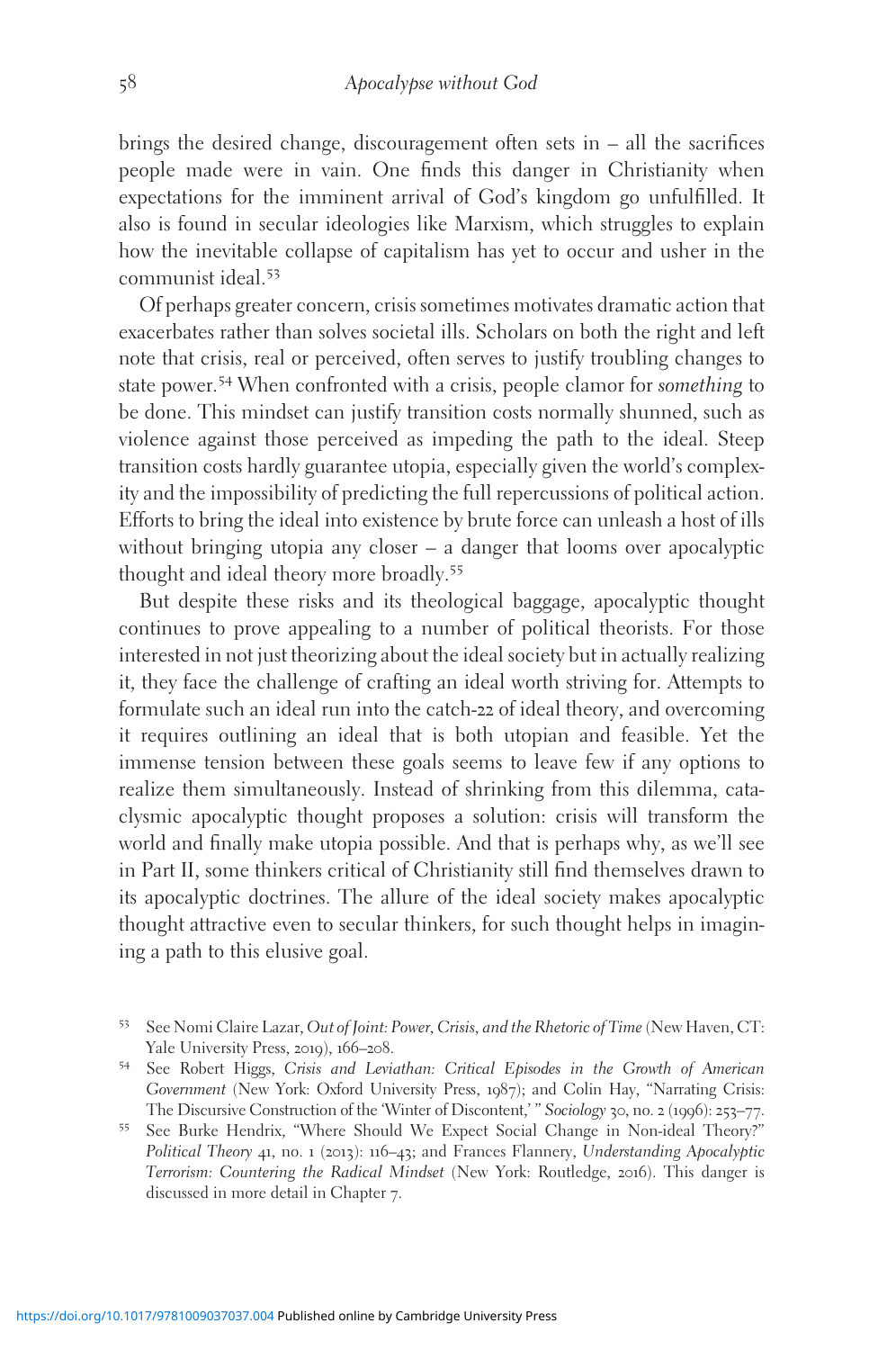brings the desired change, discouragement often sets in – all the sacrifices people made were in vain. One finds this danger in Christianity when expectations for the imminent arrival of God's kingdom go unfulfilled. It also is found in secular ideologies like Marxism, which struggles to explain how the inevitable collapse of capitalism has yet to occur and usher in the communist ideal.[53]

Of perhaps greater concern, crisis sometimes motivates dramatic action that exacerbates rather than solves societal ills. Scholars on both the right and left note that crisis, real or perceived, often serves to justify troubling changes to state power.[54] When confronted with a crisis, people clamor for *something* to be done. This mindset can justify transition costs normally shunned, such as violence against those perceived as impeding the path to the ideal. Steep transition costs hardly guarantee utopia, especially given the world's complexity and the impossibility of predicting the full repercussions of political action. Efforts to bring the ideal into existence by brute force can unleash a host of ills without bringing utopia any closer – a danger that looms over apocalyptic thought and ideal theory more broadly.[55]

But despite these risks and its theological baggage, apocalyptic thought continues to prove appealing to a number of political theorists. For those interested in not just theorizing about the ideal society but in actually realizing it, they face the challenge of crafting an ideal worth striving for. Attempts to formulate such an ideal run into the catch-22 of ideal theory, and overcoming it requires outlining an ideal that is both utopian and feasible. Yet the immense tension between these goals seems to leave few if any options to realize them simultaneously. Instead of shrinking from this dilemma, cataclysmic apocalyptic thought proposes a solution: crisis will transform the world and finally make utopia possible. And that is perhaps why, as we'll see in Part II, some thinkers critical of Christianity still find themselves drawn to its apocalyptic doctrines. The allure of the ideal society makes apocalyptic thought attractive even to secular thinkers, for such thought helps in imagining a path to this elusive goal.

[53] See Nomi Claire Lazar, *Out of Joint: Power, Crisis, and the Rhetoric of Time* (New Haven, CT: Yale University Press, 2019), 166–208.

[54] See Robert Higgs, *Crisis and Leviathan: Critical Episodes in the Growth of American Government* (New York: Oxford University Press, 1987); and Colin Hay, "Narrating Crisis: The Discursive Construction of the 'Winter of Discontent,'" *Sociology* 30, no. 2 (1996): 253–77.

[55] See Burke Hendrix, "Where Should We Expect Social Change in Non-ideal Theory?" *Political Theory* 41, no. 1 (2013): 116–43; and Frances Flannery, *Understanding Apocalyptic Terrorism: Countering the Radical Mindset* (New York: Routledge, 2016). This danger is discussed in more detail in Chapter 7.